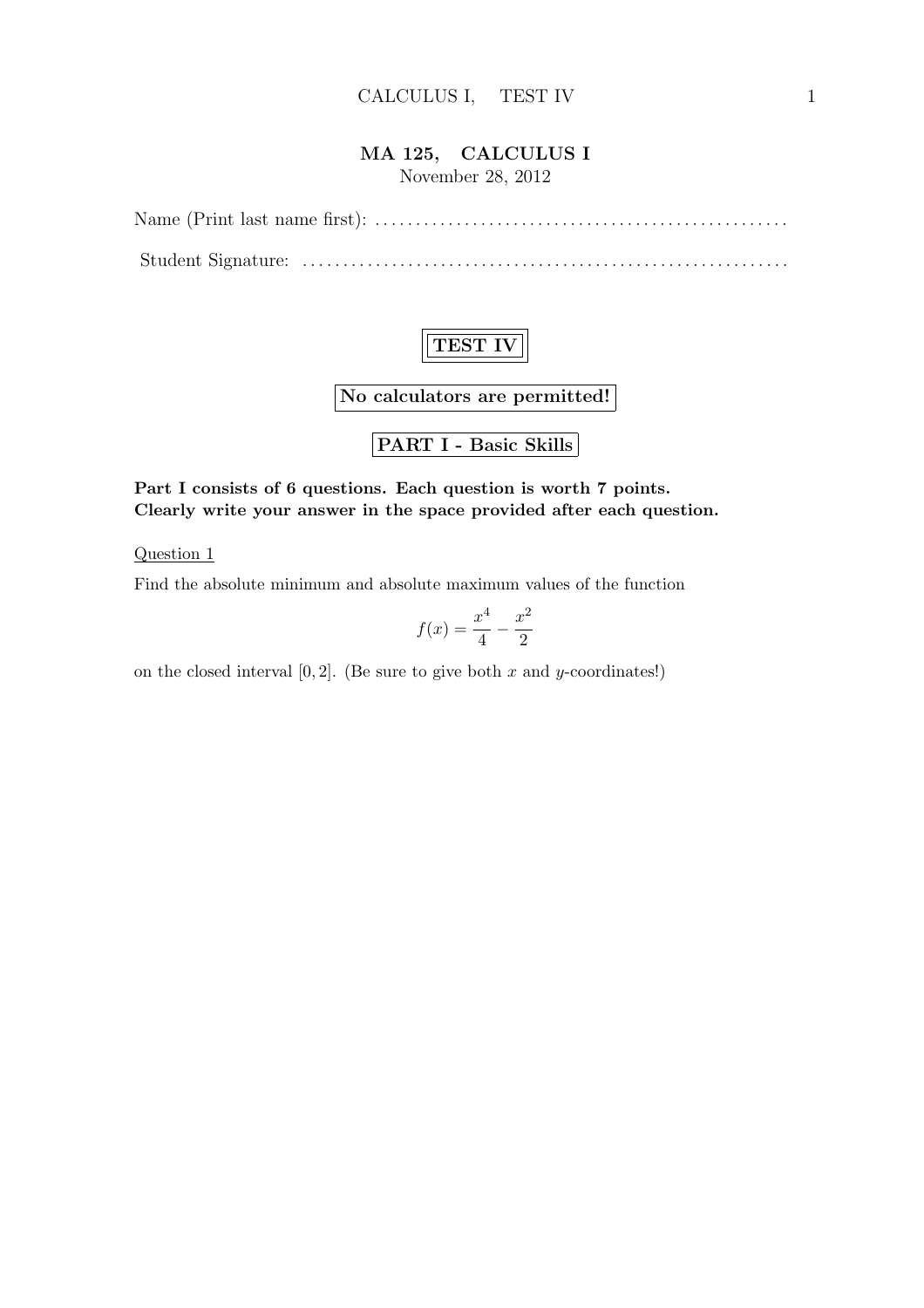# MA 125, CALCULUS I

November 28, 2012

Name (Print last name first): ..................................................

Student Signature: ..........................................................

**TEST IV**

**No calculators are permitted!**

**PART I - Basic Skills**

**Part I consists of 6 questions. Each question is worth 7 points. Clearly write your answer in the space provided after each question.**

Question 1

Find the absolute minimum and absolute maximum values of the function

$$f(x) = \frac{x^4}{4} - \frac{x^2}{2}$$

on the closed interval $[0, 2]$. (Be sure to give both $x$ and $y$-coordinates!)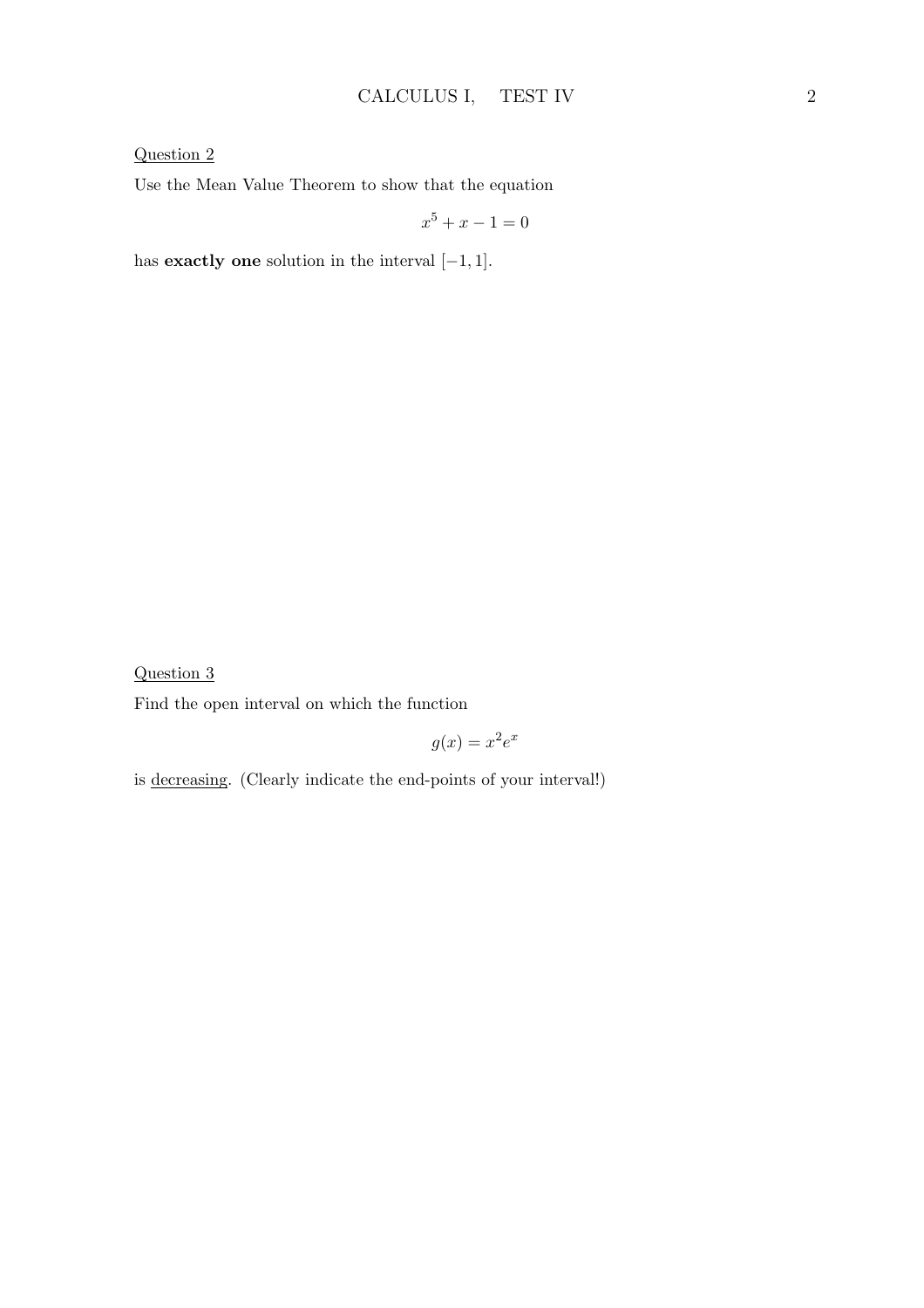<u>Question 2</u>

Use the Mean Value Theorem to show that the equation

$$x^5 + x - 1 = 0$$

has **exactly one** solution in the interval $[-1, 1]$.

<u>Question 3</u>

Find the open interval on which the function

$$g(x) = x^2 e^x$$

is <u>decreasing</u>. (Clearly indicate the end-points of your interval!)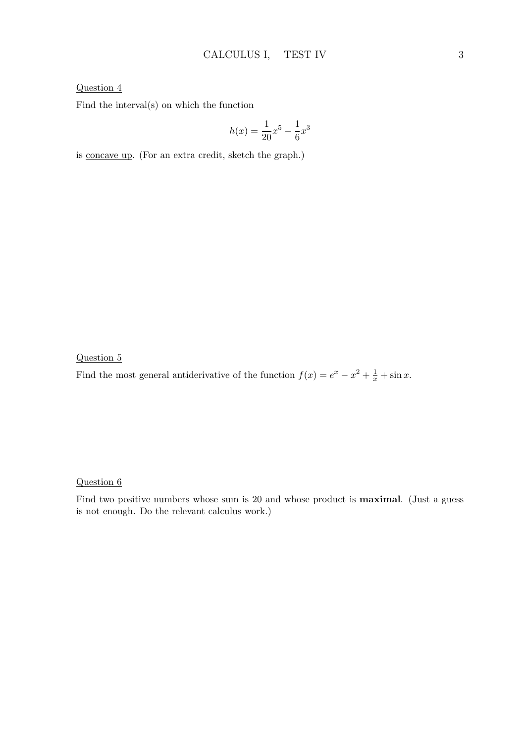Question 4

Find the interval(s) on which the function

$$h(x) = \frac{1}{20}x^5 - \frac{1}{6}x^3$$

is concave up. (For an extra credit, sketch the graph.)

Question 5

Find the most general antiderivative of the function $f(x) = e^x - x^2 + \frac{1}{x} + \sin x$.

Question 6

Find two positive numbers whose sum is 20 and whose product is **maximal**. (Just a guess is not enough. Do the relevant calculus work.)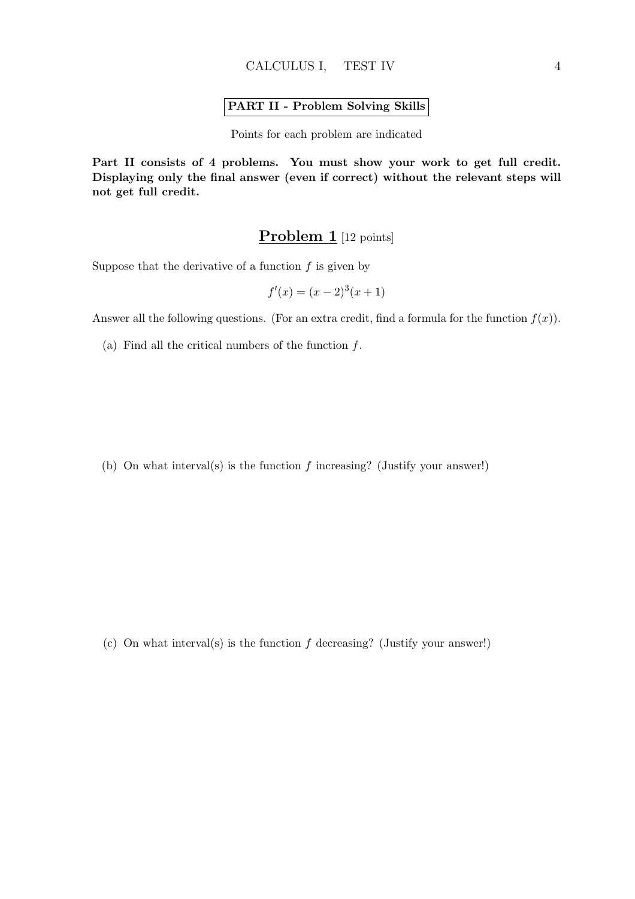**PART II - Problem Solving Skills**

Points for each problem are indicated

**Part II consists of 4 problems. You must show your work to get full credit. Displaying only the final answer (even if correct) without the relevant steps will not get full credit.**

## Problem 1 [12 points]

Suppose that the derivative of a function $f$ is given by

$$f'(x) = (x-2)^3(x+1)$$

Answer all the following questions. (For an extra credit, find a formula for the function $f(x)$).

(a) Find all the critical numbers of the function $f$.

(b) On what interval(s) is the function $f$ increasing? (Justify your answer!)

(c) On what interval(s) is the function $f$ decreasing? (Justify your answer!)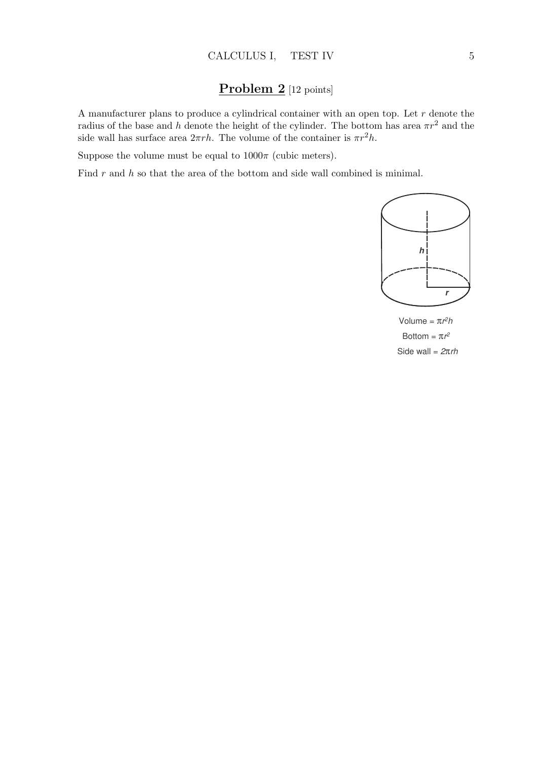## **Problem 2** [12 points]

A manufacturer plans to produce a cylindrical container with an open top. Let $r$ denote the radius of the base and $h$ denote the height of the cylinder. The bottom has area $\pi r^2$ and the side wall has surface area $2\pi rh$. The volume of the container is $\pi r^2 h$.

Suppose the volume must be equal to $1000\pi$ (cubic meters).

Find $r$ and $h$ so that the area of the bottom and side wall combined is minimal.

Volume = $\pi r^2 h$

Bottom = $\pi r^2$

Side wall = $2\pi rh$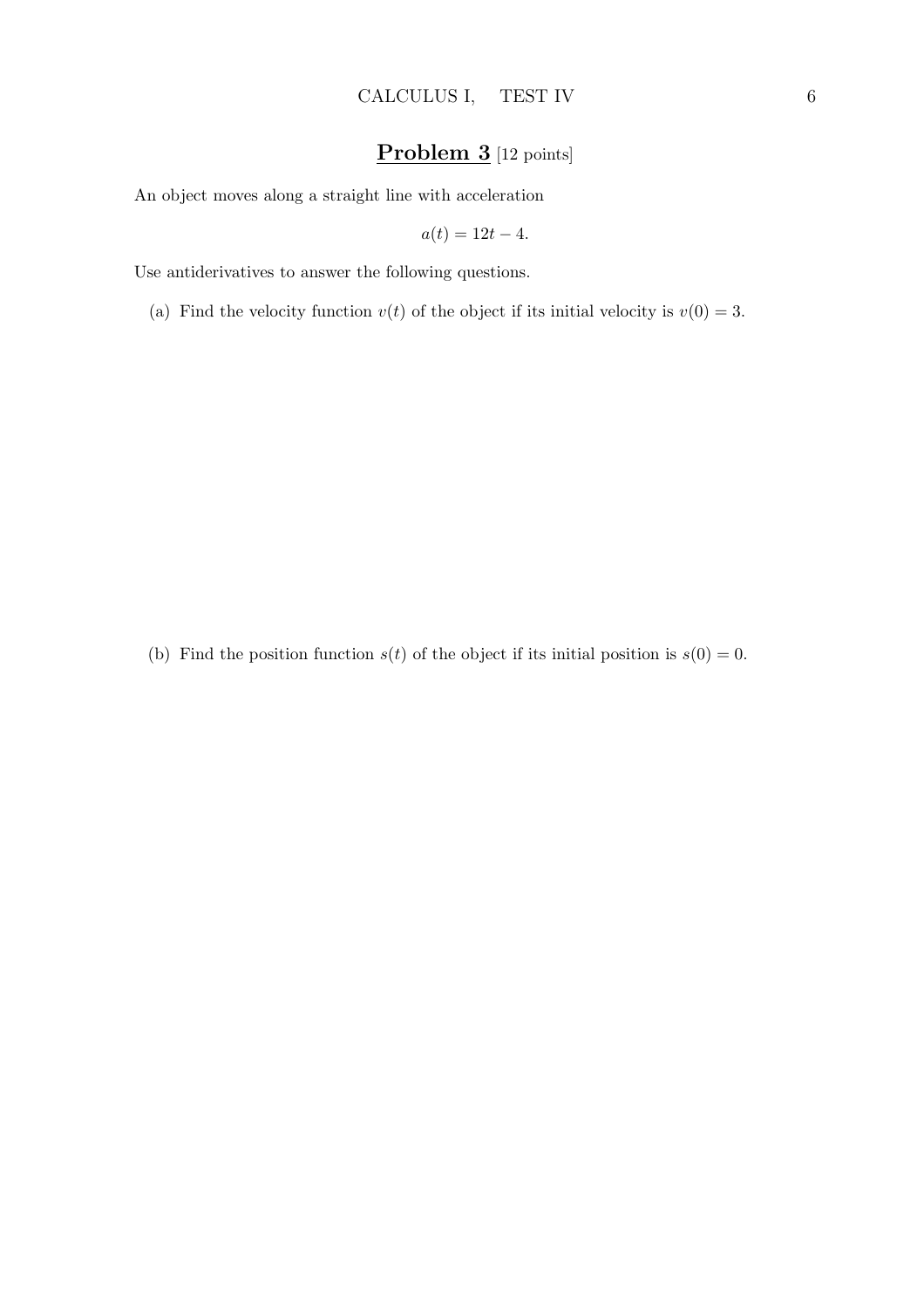## **Problem 3** [12 points]

An object moves along a straight line with acceleration

$$a(t) = 12t - 4.$$

Use antiderivatives to answer the following questions.

(a) Find the velocity function $v(t)$ of the object if its initial velocity is $v(0) = 3$.

(b) Find the position function $s(t)$ of the object if its initial position is $s(0) = 0$.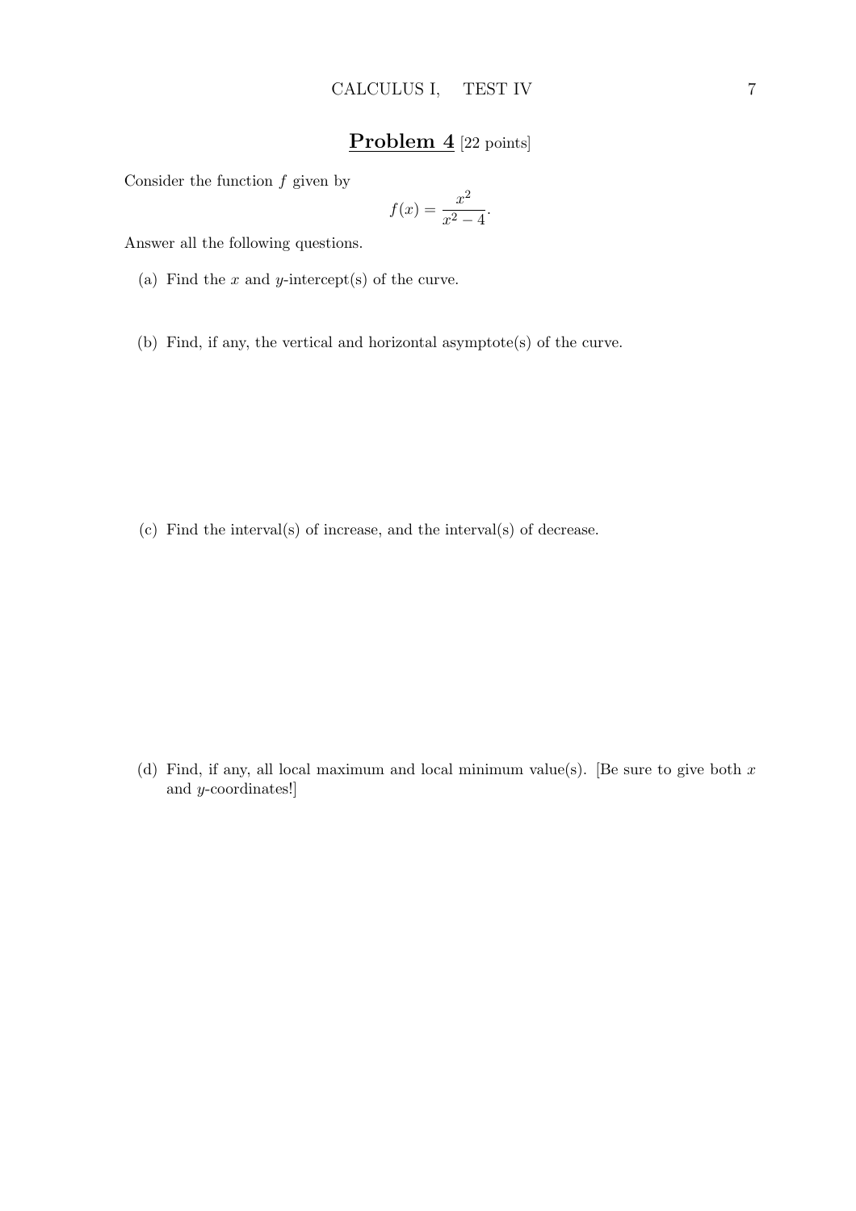## **Problem 4** [22 points]

Consider the function $f$ given by

$$f(x) = \frac{x^2}{x^2 - 4}.$$

Answer all the following questions.

(a) Find the $x$ and $y$-intercept(s) of the curve.

(b) Find, if any, the vertical and horizontal asymptote(s) of the curve.

(c) Find the interval(s) of increase, and the interval(s) of decrease.

(d) Find, if any, all local maximum and local minimum value(s). [Be sure to give both $x$ and $y$-coordinates!]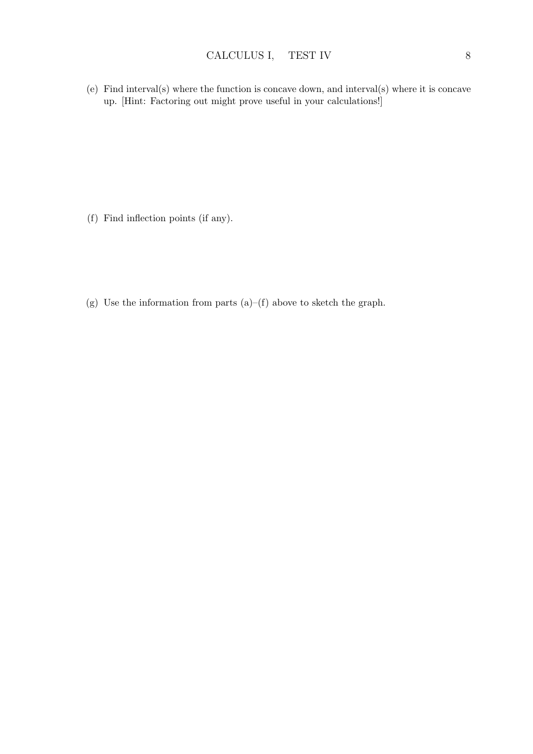(e) Find interval(s) where the function is concave down, and interval(s) where it is concave up. [Hint: Factoring out might prove useful in your calculations!]

(f) Find inflection points (if any).

(g) Use the information from parts (a)–(f) above to sketch the graph.